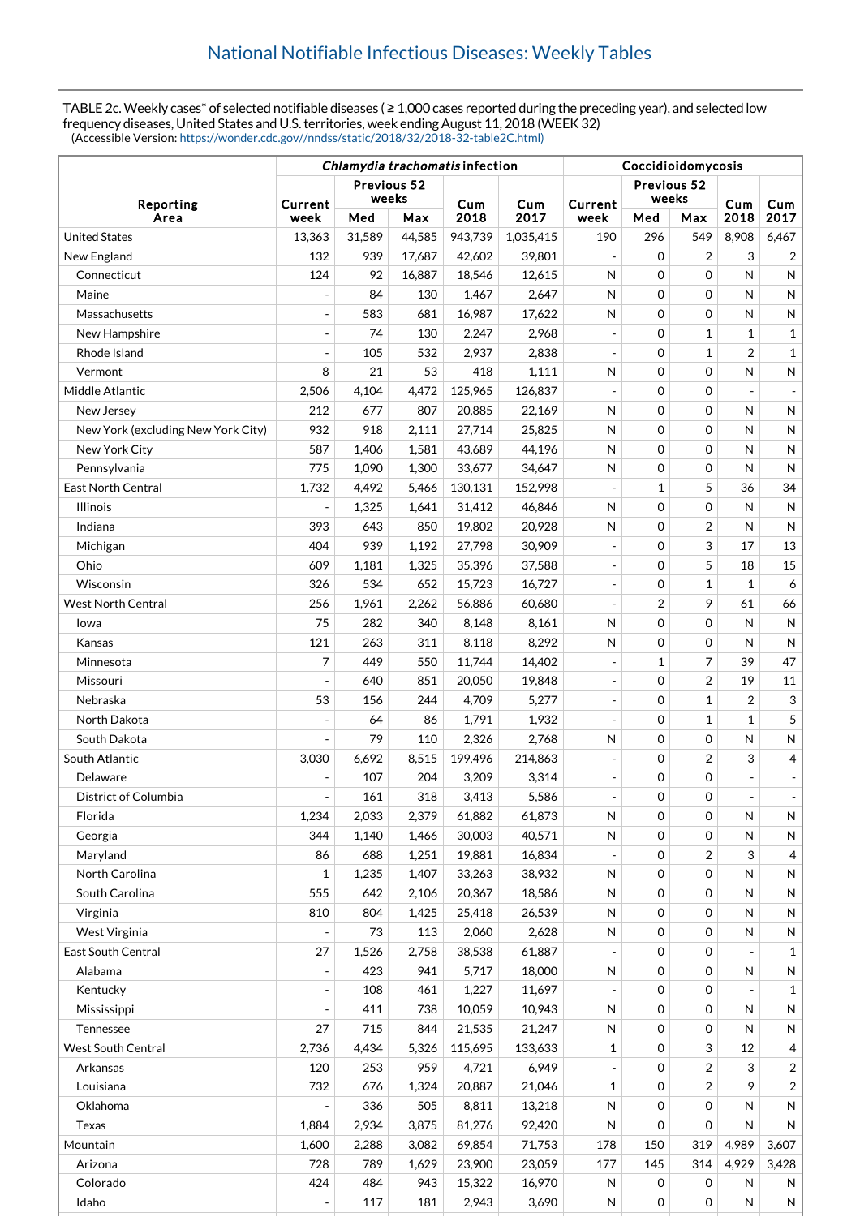## National Notifiable Infectious Diseases: Weekly Tables

TABLE 2c. Weekly cases* of selected notifiable diseases ( ≥ 1,000 cases reported during the preceding year), and selected low frequency diseases, United States and U.S. territories, week ending August 11, 2018 (WEEK 32)
(Accessible Version: https://wonder.cdc.gov//nndss/static/2018/32/2018-32-table2C.html)

| Reporting Area | *Chlamydia trachomatis* infection | | | | | Coccidioidomycosis | | | | |
|---|---|---|---|---|---|---|---|---|---|---|
| | Current week | Previous 52 weeks Med | Previous 52 weeks Max | Cum 2018 | Cum 2017 | Current week | Previous 52 weeks Med | Previous 52 weeks Max | Cum 2018 | Cum 2017 |
| United States | 13,363 | 31,589 | 44,585 | 943,739 | 1,035,415 | 190 | 296 | 549 | 8,908 | 6,467 |
| New England | 132 | 939 | 17,687 | 42,602 | 39,801 | - | 0 | 2 | 3 | 2 |
| Connecticut | 124 | 92 | 16,887 | 18,546 | 12,615 | N | 0 | 0 | N | N |
| Maine | - | 84 | 130 | 1,467 | 2,647 | N | 0 | 0 | N | N |
| Massachusetts | - | 583 | 681 | 16,987 | 17,622 | N | 0 | 0 | N | N |
| New Hampshire | - | 74 | 130 | 2,247 | 2,968 | - | 0 | 1 | 1 | 1 |
| Rhode Island | - | 105 | 532 | 2,937 | 2,838 | - | 0 | 1 | 2 | 1 |
| Vermont | 8 | 21 | 53 | 418 | 1,111 | N | 0 | 0 | N | N |
| Middle Atlantic | 2,506 | 4,104 | 4,472 | 125,965 | 126,837 | - | 0 | 0 | - | - |
| New Jersey | 212 | 677 | 807 | 20,885 | 22,169 | N | 0 | 0 | N | N |
| New York (excluding New York City) | 932 | 918 | 2,111 | 27,714 | 25,825 | N | 0 | 0 | N | N |
| New York City | 587 | 1,406 | 1,581 | 43,689 | 44,196 | N | 0 | 0 | N | N |
| Pennsylvania | 775 | 1,090 | 1,300 | 33,677 | 34,647 | N | 0 | 0 | N | N |
| East North Central | 1,732 | 4,492 | 5,466 | 130,131 | 152,998 | - | 1 | 5 | 36 | 34 |
| Illinois | - | 1,325 | 1,641 | 31,412 | 46,846 | N | 0 | 0 | N | N |
| Indiana | 393 | 643 | 850 | 19,802 | 20,928 | N | 0 | 2 | N | N |
| Michigan | 404 | 939 | 1,192 | 27,798 | 30,909 | - | 0 | 3 | 17 | 13 |
| Ohio | 609 | 1,181 | 1,325 | 35,396 | 37,588 | - | 0 | 5 | 18 | 15 |
| Wisconsin | 326 | 534 | 652 | 15,723 | 16,727 | - | 0 | 1 | 1 | 6 |
| West North Central | 256 | 1,961 | 2,262 | 56,886 | 60,680 | - | 2 | 9 | 61 | 66 |
| Iowa | 75 | 282 | 340 | 8,148 | 8,161 | N | 0 | 0 | N | N |
| Kansas | 121 | 263 | 311 | 8,118 | 8,292 | N | 0 | 0 | N | N |
| Minnesota | 7 | 449 | 550 | 11,744 | 14,402 | - | 1 | 7 | 39 | 47 |
| Missouri | - | 640 | 851 | 20,050 | 19,848 | - | 0 | 2 | 19 | 11 |
| Nebraska | 53 | 156 | 244 | 4,709 | 5,277 | - | 0 | 1 | 2 | 3 |
| North Dakota | - | 64 | 86 | 1,791 | 1,932 | - | 0 | 1 | 1 | 5 |
| South Dakota | - | 79 | 110 | 2,326 | 2,768 | N | 0 | 0 | N | N |
| South Atlantic | 3,030 | 6,692 | 8,515 | 199,496 | 214,863 | - | 0 | 2 | 3 | 4 |
| Delaware | - | 107 | 204 | 3,209 | 3,314 | - | 0 | 0 | - | - |
| District of Columbia | - | 161 | 318 | 3,413 | 5,586 | - | 0 | 0 | - | - |
| Florida | 1,234 | 2,033 | 2,379 | 61,882 | 61,873 | N | 0 | 0 | N | N |
| Georgia | 344 | 1,140 | 1,466 | 30,003 | 40,571 | N | 0 | 0 | N | N |
| Maryland | 86 | 688 | 1,251 | 19,881 | 16,834 | - | 0 | 2 | 3 | 4 |
| North Carolina | 1 | 1,235 | 1,407 | 33,263 | 38,932 | N | 0 | 0 | N | N |
| South Carolina | 555 | 642 | 2,106 | 20,367 | 18,586 | N | 0 | 0 | N | N |
| Virginia | 810 | 804 | 1,425 | 25,418 | 26,539 | N | 0 | 0 | N | N |
| West Virginia | - | 73 | 113 | 2,060 | 2,628 | N | 0 | 0 | N | N |
| East South Central | 27 | 1,526 | 2,758 | 38,538 | 61,887 | - | 0 | 0 | - | 1 |
| Alabama | - | 423 | 941 | 5,717 | 18,000 | N | 0 | 0 | N | N |
| Kentucky | - | 108 | 461 | 1,227 | 11,697 | - | 0 | 0 | - | 1 |
| Mississippi | - | 411 | 738 | 10,059 | 10,943 | N | 0 | 0 | N | N |
| Tennessee | 27 | 715 | 844 | 21,535 | 21,247 | N | 0 | 0 | N | N |
| West South Central | 2,736 | 4,434 | 5,326 | 115,695 | 133,633 | 1 | 0 | 3 | 12 | 4 |
| Arkansas | 120 | 253 | 959 | 4,721 | 6,949 | - | 0 | 2 | 3 | 2 |
| Louisiana | 732 | 676 | 1,324 | 20,887 | 21,046 | 1 | 0 | 2 | 9 | 2 |
| Oklahoma | - | 336 | 505 | 8,811 | 13,218 | N | 0 | 0 | N | N |
| Texas | 1,884 | 2,934 | 3,875 | 81,276 | 92,420 | N | 0 | 0 | N | N |
| Mountain | 1,600 | 2,288 | 3,082 | 69,854 | 71,753 | 178 | 150 | 319 | 4,989 | 3,607 |
| Arizona | 728 | 789 | 1,629 | 23,900 | 23,059 | 177 | 145 | 314 | 4,929 | 3,428 |
| Colorado | 424 | 484 | 943 | 15,322 | 16,970 | N | 0 | 0 | N | N |
| Idaho | - | 117 | 181 | 2,943 | 3,690 | N | 0 | 0 | N | N |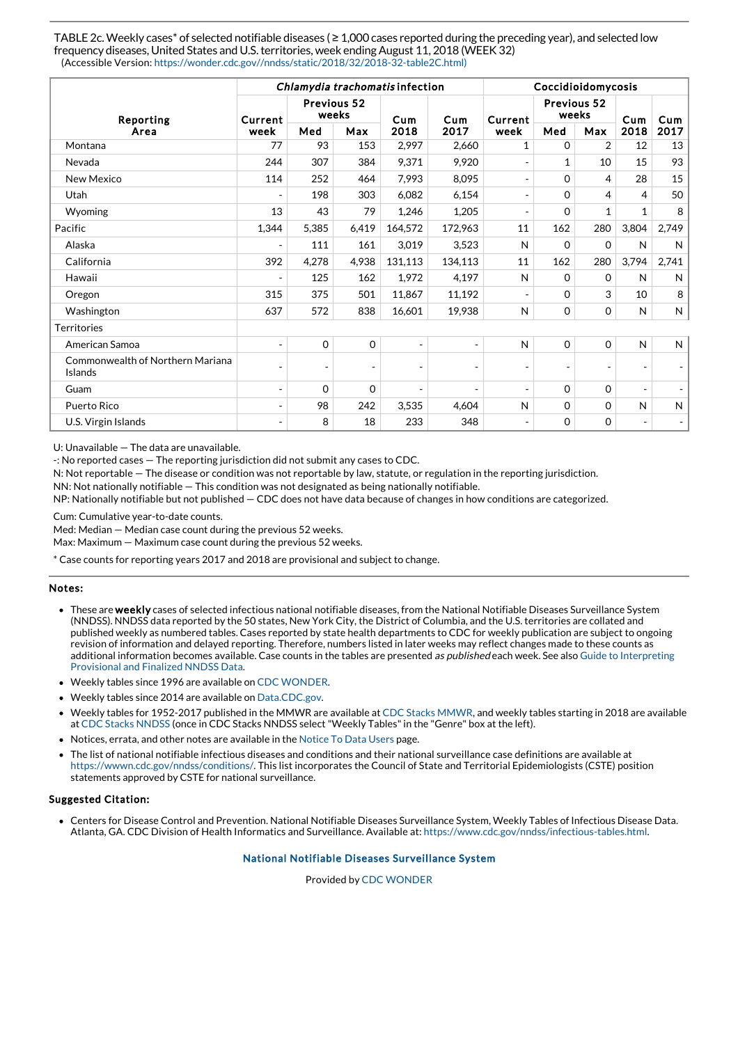TABLE 2c. Weekly cases* of selected notifiable diseases ( ≥ 1,000 cases reported during the preceding year), and selected low frequency diseases, United States and U.S. territories, week ending August 11, 2018 (WEEK 32)
(Accessible Version: https://wonder.cdc.gov//nndss/static/2018/32/2018-32-table2C.html)

| Reporting Area | *Chlamydia trachomatis* infection | | | | | Coccidioidomycosis | | | | |
|---|---|---|---|---|---|---|---|---|---|---|
| | Current week | Previous 52 weeks | | Cum 2018 | Cum 2017 | Current week | Previous 52 weeks | | Cum 2018 | Cum 2017 |
| | | Med | Max | | | | Med | Max | | |
| Montana | 77 | 93 | 153 | 2,997 | 2,660 | 1 | 0 | 2 | 12 | 13 |
| Nevada | 244 | 307 | 384 | 9,371 | 9,920 | - | 1 | 10 | 15 | 93 |
| New Mexico | 114 | 252 | 464 | 7,993 | 8,095 | - | 0 | 4 | 28 | 15 |
| Utah | - | 198 | 303 | 6,082 | 6,154 | - | 0 | 4 | 4 | 50 |
| Wyoming | 13 | 43 | 79 | 1,246 | 1,205 | - | 0 | 1 | 1 | 8 |
| Pacific | 1,344 | 5,385 | 6,419 | 164,572 | 172,963 | 11 | 162 | 280 | 3,804 | 2,749 |
| Alaska | - | 111 | 161 | 3,019 | 3,523 | N | 0 | 0 | N | N |
| California | 392 | 4,278 | 4,938 | 131,113 | 134,113 | 11 | 162 | 280 | 3,794 | 2,741 |
| Hawaii | - | 125 | 162 | 1,972 | 4,197 | N | 0 | 0 | N | N |
| Oregon | 315 | 375 | 501 | 11,867 | 11,192 | - | 0 | 3 | 10 | 8 |
| Washington | 637 | 572 | 838 | 16,601 | 19,938 | N | 0 | 0 | N | N |
| Territories | | | | | | | | | | |
| American Samoa | - | 0 | 0 | - | - | N | 0 | 0 | N | N |
| Commonwealth of Northern Mariana Islands | - | - | - | - | - | - | - | - | - | - |
| Guam | - | 0 | 0 | - | - | - | 0 | 0 | - | - |
| Puerto Rico | - | 98 | 242 | 3,535 | 4,604 | N | 0 | 0 | N | N |
| U.S. Virgin Islands | - | 8 | 18 | 233 | 348 | - | 0 | 0 | - | - |

U: Unavailable — The data are unavailable.
-: No reported cases — The reporting jurisdiction did not submit any cases to CDC.
N: Not reportable — The disease or condition was not reportable by law, statute, or regulation in the reporting jurisdiction.
NN: Not nationally notifiable — This condition was not designated as being nationally notifiable.
NP: Nationally notifiable but not published — CDC does not have data because of changes in how conditions are categorized.

Cum: Cumulative year-to-date counts.
Med: Median — Median case count during the previous 52 weeks.
Max: Maximum — Maximum case count during the previous 52 weeks.

* Case counts for reporting years 2017 and 2018 are provisional and subject to change.

**Notes:**

- These are **weekly** cases of selected infectious national notifiable diseases, from the National Notifiable Diseases Surveillance System (NNDSS). NNDSS data reported by the 50 states, New York City, the District of Columbia, and the U.S. territories are collated and published weekly as numbered tables. Cases reported by state health departments to CDC for weekly publication are subject to ongoing revision of information and delayed reporting. Therefore, numbers listed in later weeks may reflect changes made to these counts as additional information becomes available. Case counts in the tables are presented *as published* each week. See also Guide to Interpreting Provisional and Finalized NNDSS Data.
- Weekly tables since 1996 are available on CDC WONDER.
- Weekly tables since 2014 are available on Data.CDC.gov.
- Weekly tables for 1952-2017 published in the MMWR are available at CDC Stacks MMWR, and weekly tables starting in 2018 are available at CDC Stacks NNDSS (once in CDC Stacks NNDSS select "Weekly Tables" in the "Genre" box at the left).
- Notices, errata, and other notes are available in the Notice To Data Users page.
- The list of national notifiable infectious diseases and conditions and their national surveillance case definitions are available at https://wwwn.cdc.gov/nndss/conditions/. This list incorporates the Council of State and Territorial Epidemiologists (CSTE) position statements approved by CSTE for national surveillance.

**Suggested Citation:**

- Centers for Disease Control and Prevention. National Notifiable Diseases Surveillance System, Weekly Tables of Infectious Disease Data. Atlanta, GA. CDC Division of Health Informatics and Surveillance. Available at: https://www.cdc.gov/nndss/infectious-tables.html.

National Notifiable Diseases Surveillance System

Provided by CDC WONDER